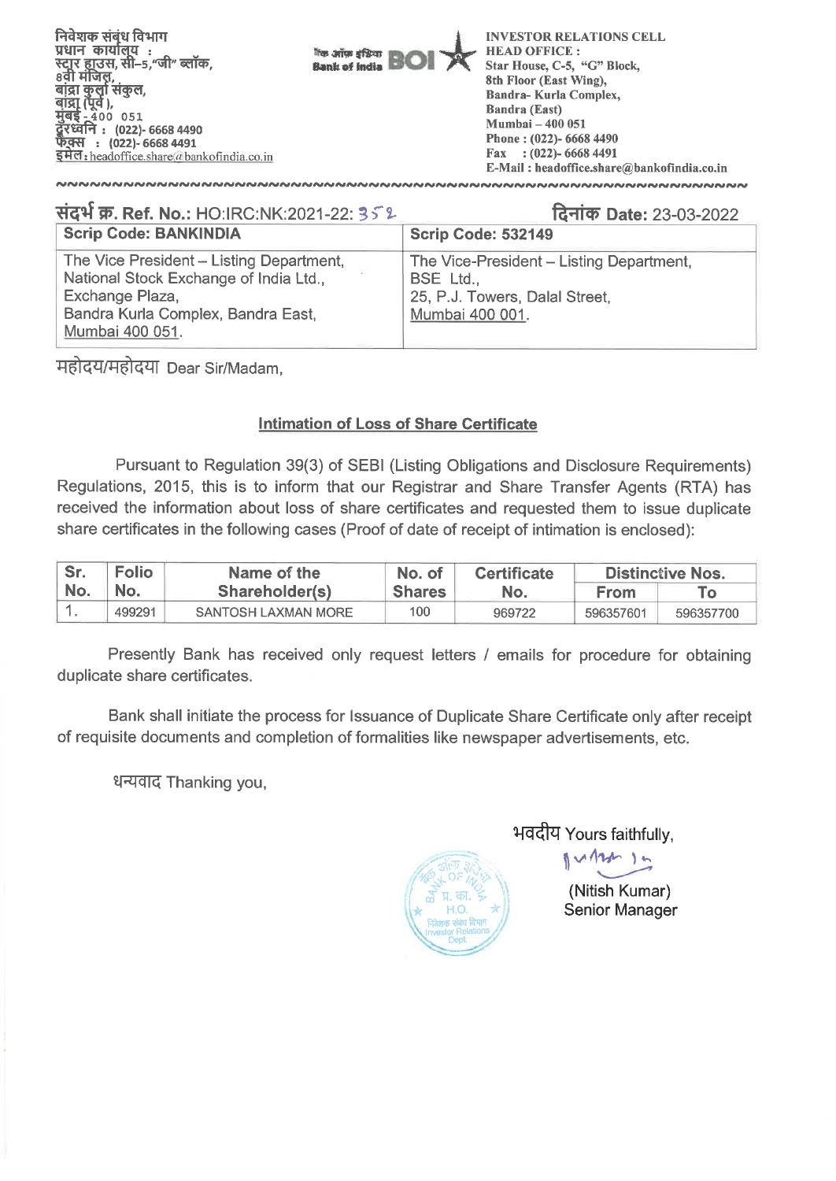निवेशक संबंध विभाग
प्रधान कार्यालय :
स्टार हाउस, सी–5,"जी" ब्लॉक,
8वी मंजिल,
बांद्रा कुर्ला संकुल,
बांद्रा (पूर्व ),
मुंबई - 400 051
दूरध्वनि : (022)- 6668 4490
फेक्स : (022)- 6668 4491
इमेल : headoffice.share@bankofindia.co.in

बैंक ऑफ इंडिया Bank of India BOI

INVESTOR RELATIONS CELL
HEAD OFFICE :
Star House, C-5, "G" Block,
8th Floor (East Wing),
Bandra- Kurla Complex,
Bandra (East)
Mumbai – 400 051
Phone : (022)- 6668 4490
Fax : (022)- 6668 4491
E-Mail : headoffice.share@bankofindia.co.in

संदर्भ क्र. Ref. No.: HO:IRC:NK:2021-22: 352

दिनांक Date: 23-03-2022

| Scrip Code: BANKINDIA | Scrip Code: 532149 |
|---|---|
| The Vice President – Listing Department, National Stock Exchange of India Ltd., Exchange Plaza, Bandra Kurla Complex, Bandra East, Mumbai 400 051. | The Vice-President – Listing Department, BSE Ltd., 25, P.J. Towers, Dalal Street, Mumbai 400 001. |

महोदय/महोदया Dear Sir/Madam,

## Intimation of Loss of Share Certificate

Pursuant to Regulation 39(3) of SEBI (Listing Obligations and Disclosure Requirements) Regulations, 2015, this is to inform that our Registrar and Share Transfer Agents (RTA) has received the information about loss of share certificates and requested them to issue duplicate share certificates in the following cases (Proof of date of receipt of intimation is enclosed):

| Sr. No. | Folio No. | Name of the Shareholder(s) | No. of Shares | Certificate No. | Distinctive Nos. | |
|---|---|---|---|---|---|---|
| | | | | | From | To |
| 1. | 499291 | SANTOSH LAXMAN MORE | 100 | 969722 | 596357601 | 596357700 |

Presently Bank has received only request letters / emails for procedure for obtaining duplicate share certificates.

Bank shall initiate the process for Issuance of Duplicate Share Certificate only after receipt of requisite documents and completion of formalities like newspaper advertisements, etc.

धन्यवाद Thanking you,

भवदीय Yours faithfully,

(Nitish Kumar)
Senior Manager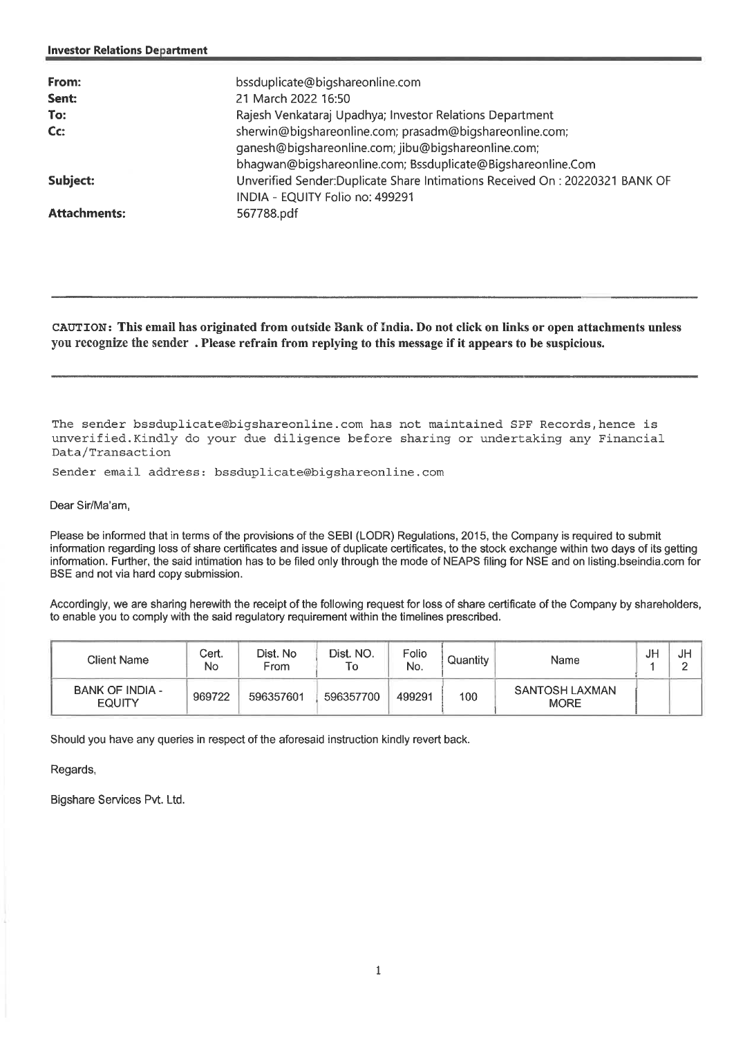**Investor Relations Department**

| | |
|---|---|
| **From:** | bssduplicate@bigshareonline.com |
| **Sent:** | 21 March 2022 16:50 |
| **To:** | Rajesh Venkataraj Upadhya; Investor Relations Department |
| **Cc:** | sherwin@bigshareonline.com; prasadm@bigshareonline.com; ganesh@bigshareonline.com; jibu@bigshareonline.com; bhagwan@bigshareonline.com; Bssduplicate@Bigshareonline.Com |
| **Subject:** | Unverified Sender:Duplicate Share Intimations Received On : 20220321 BANK OF INDIA - EQUITY Folio no: 499291 |
| **Attachments:** | 567788.pdf |

---

**CAUTION: This email has originated from outside Bank of India. Do not click on links or open attachments unless you recognize the sender . Please refrain from replying to this message if it appears to be suspicious.**

---

The sender bssduplicate@bigshareonline.com has not maintained SPF Records,hence is unverified.Kindly do your due diligence before sharing or undertaking any Financial Data/Transaction

Sender email address: bssduplicate@bigshareonline.com

Dear Sir/Ma'am,

Please be informed that in terms of the provisions of the SEBI (LODR) Regulations, 2015, the Company is required to submit information regarding loss of share certificates and issue of duplicate certificates, to the stock exchange within two days of its getting information. Further, the said intimation has to be filed only through the mode of NEAPS filing for NSE and on listing.bseindia.com for BSE and not via hard copy submission.

Accordingly, we are sharing herewith the receipt of the following request for loss of share certificate of the Company by shareholders, to enable you to comply with the said regulatory requirement within the timelines prescribed.

| Client Name | Cert. No | Dist. No From | Dist. NO. To | Folio No. | Quantity | Name | JH 1 | JH 2 |
|---|---|---|---|---|---|---|---|---|
| BANK OF INDIA - EQUITY | 969722 | 596357601 | 596357700 | 499291 | 100 | SANTOSH LAXMAN MORE | | |

Should you have any queries in respect of the aforesaid instruction kindly revert back.

Regards,

Bigshare Services Pvt. Ltd.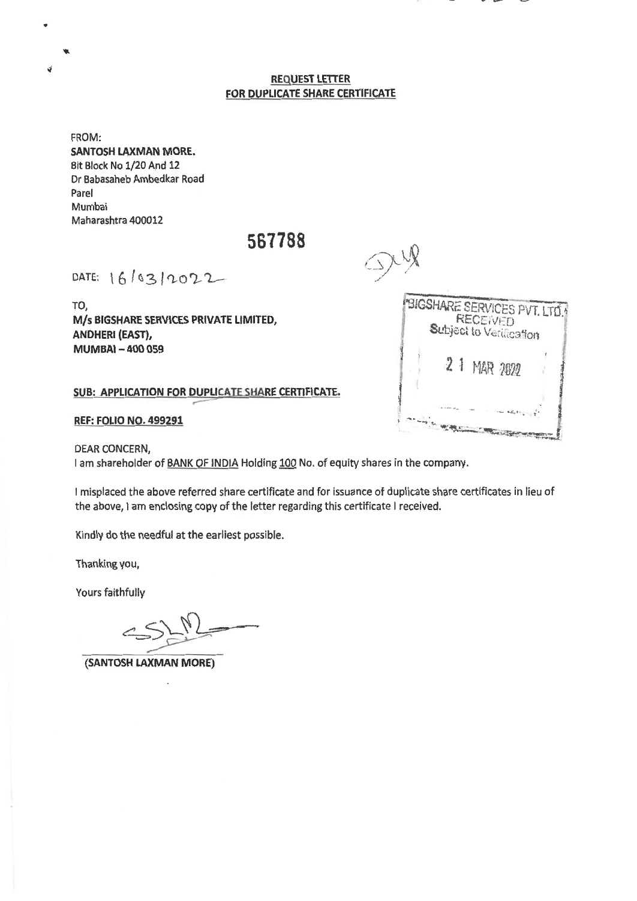## REQUEST LETTER
## FOR DUPLICATE SHARE CERTIFICATE

FROM:
**SANTOSH LAXMAN MORE.**
Bit Block No 1/20 And 12
Dr Babasaheb Ambedkar Road
Parel
Mumbai
Maharashtra 400012

**567788**

DATE: 16/03/2022

BIGSHARE SERVICES PVT. LTD.
RECEIVED
Subject to Verification
21 MAR 2022

TO,
**M/s BIGSHARE SERVICES PRIVATE LIMITED,**
**ANDHERI (EAST),**
**MUMBAI – 400 059**

**SUB: APPLICATION FOR DUPLICATE SHARE CERTIFICATE.**

**REF: FOLIO NO. 499291**

DEAR CONCERN,
I am shareholder of BANK OF INDIA Holding 100 No. of equity shares in the company.

I misplaced the above referred share certificate and for issuance of duplicate share certificates in lieu of the above, I am enclosing copy of the letter regarding this certificate I received.

Kindly do the needful at the earliest possible.

Thanking you,

Yours faithfully

**(SANTOSH LAXMAN MORE)**